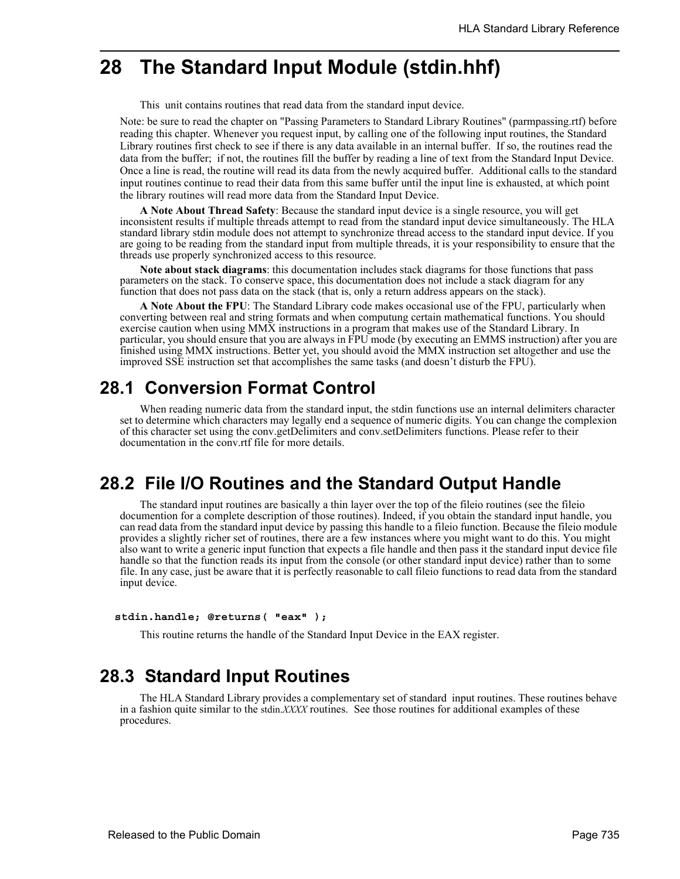# 28 The Standard Input Module (stdin.hhf)

This unit contains routines that read data from the standard input device.

Note: be sure to read the chapter on "Passing Parameters to Standard Library Routines" (parmpassing.rtf) before reading this chapter. Whenever you request input, by calling one of the following input routines, the Standard Library routines first check to see if there is any data available in an internal buffer. If so, the routines read the data from the buffer; if not, the routines fill the buffer by reading a line of text from the Standard Input Device. Once a line is read, the routine will read its data from the newly acquired buffer. Additional calls to the standard input routines continue to read their data from this same buffer until the input line is exhausted, at which point the library routines will read more data from the Standard Input Device.

**A Note About Thread Safety**: Because the standard input device is a single resource, you will get inconsistent results if multiple threads attempt to read from the standard input device simultaneously. The HLA standard library stdin module does not attempt to synchronize thread access to the standard input device. If you are going to be reading from the standard input from multiple threads, it is your responsibility to ensure that the threads use properly synchronized access to this resource.

**Note about stack diagrams**: this documentation includes stack diagrams for those functions that pass parameters on the stack. To conserve space, this documentation does not include a stack diagram for any function that does not pass data on the stack (that is, only a return address appears on the stack).

**A Note About the FPU**: The Standard Library code makes occasional use of the FPU, particularly when converting between real and string formats and when computung certain mathematical functions. You should exercise caution when using MMX instructions in a program that makes use of the Standard Library. In particular, you should ensure that you are always in FPU mode (by executing an EMMS instruction) after you are finished using MMX instructions. Better yet, you should avoid the MMX instruction set altogether and use the improved SSE instruction set that accomplishes the same tasks (and doesn't disturb the FPU).

## 28.1 Conversion Format Control

When reading numeric data from the standard input, the stdin functions use an internal delimiters character set to determine which characters may legally end a sequence of numeric digits. You can change the complexion of this character set using the conv.getDelimiters and conv.setDelimiters functions. Please refer to their documentation in the conv.rtf file for more details.

## 28.2 File I/O Routines and the Standard Output Handle

The standard input routines are basically a thin layer over the top of the fileio routines (see the fileio documention for a complete description of those routines). Indeed, if you obtain the standard input handle, you can read data from the standard input device by passing this handle to a fileio function. Because the fileio module provides a slightly richer set of routines, there are a few instances where you might want to do this. You might also want to write a generic input function that expects a file handle and then pass it the standard input device file handle so that the function reads its input from the console (or other standard input device) rather than to some file. In any case, just be aware that it is perfectly reasonable to call fileio functions to read data from the standard input device.

```
stdin.handle; @returns( "eax" );
```

This routine returns the handle of the Standard Input Device in the EAX register.

## 28.3 Standard Input Routines

The HLA Standard Library provides a complementary set of standard input routines. These routines behave in a fashion quite similar to the stdin.*XXXX* routines. See those routines for additional examples of these procedures.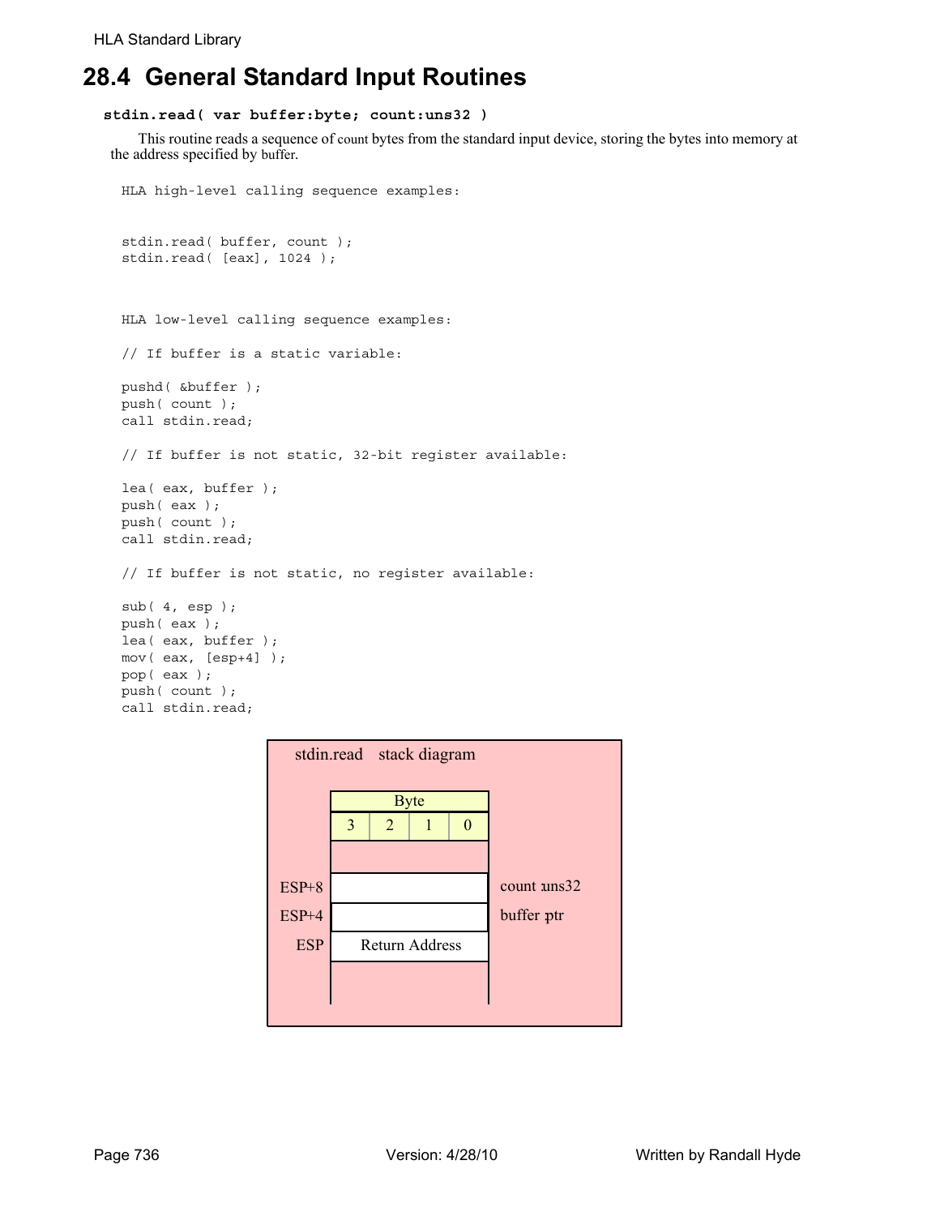## 28.4 General Standard Input Routines

**stdin.read( var buffer:byte; count:uns32 )**

This routine reads a sequence of count bytes from the standard input device, storing the bytes into memory at the address specified by buffer.

```
HLA high-level calling sequence examples:


stdin.read( buffer, count );
stdin.read( [eax], 1024 );



HLA low-level calling sequence examples:

// If buffer is a static variable:

pushd( &buffer );
push( count );
call stdin.read;

// If buffer is not static, 32-bit register available:

lea( eax, buffer );
push( eax );
push( count );
call stdin.read;

// If buffer is not static, no register available:

sub( 4, esp );
push( eax );
lea( eax, buffer );
mov( eax, [esp+4] );
pop( eax );
push( count );
call stdin.read;
```

stdin.read stack diagram

Byte

3 2 1 0

ESP+8 count: uns32

ESP+4 buffer: ptr

ESP Return Address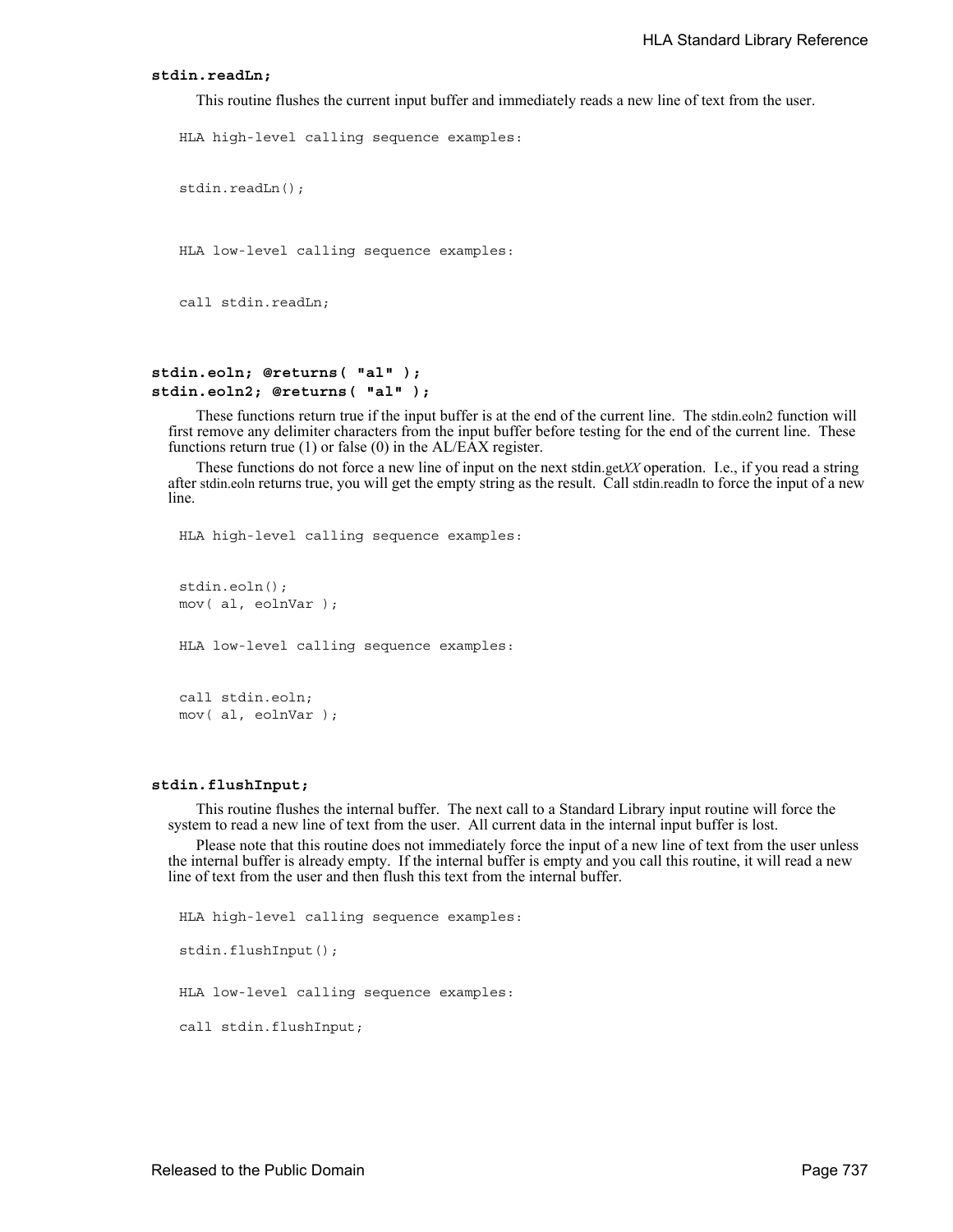**stdin.readLn;**

This routine flushes the current input buffer and immediately reads a new line of text from the user.

```
HLA high-level calling sequence examples:


stdin.readLn();



HLA low-level calling sequence examples:


call stdin.readLn;
```

**stdin.eoln; @returns( "al" );**
**stdin.eoln2; @returns( "al" );**

These functions return true if the input buffer is at the end of the current line. The stdin.eoln2 function will first remove any delimiter characters from the input buffer before testing for the end of the current line. These functions return true (1) or false (0) in the AL/EAX register.

These functions do not force a new line of input on the next stdin.get*XX* operation. I.e., if you read a string after stdin.eoln returns true, you will get the empty string as the result. Call stdin.readln to force the input of a new line.

```
HLA high-level calling sequence examples:


stdin.eoln();
mov( al, eolnVar );


HLA low-level calling sequence examples:


call stdin.eoln;
mov( al, eolnVar );
```

**stdin.flushInput;**

This routine flushes the internal buffer. The next call to a Standard Library input routine will force the system to read a new line of text from the user. All current data in the internal input buffer is lost.

Please note that this routine does not immediately force the input of a new line of text from the user unless the internal buffer is already empty. If the internal buffer is empty and you call this routine, it will read a new line of text from the user and then flush this text from the internal buffer.

```
HLA high-level calling sequence examples:

stdin.flushInput();


HLA low-level calling sequence examples:

call stdin.flushInput;
```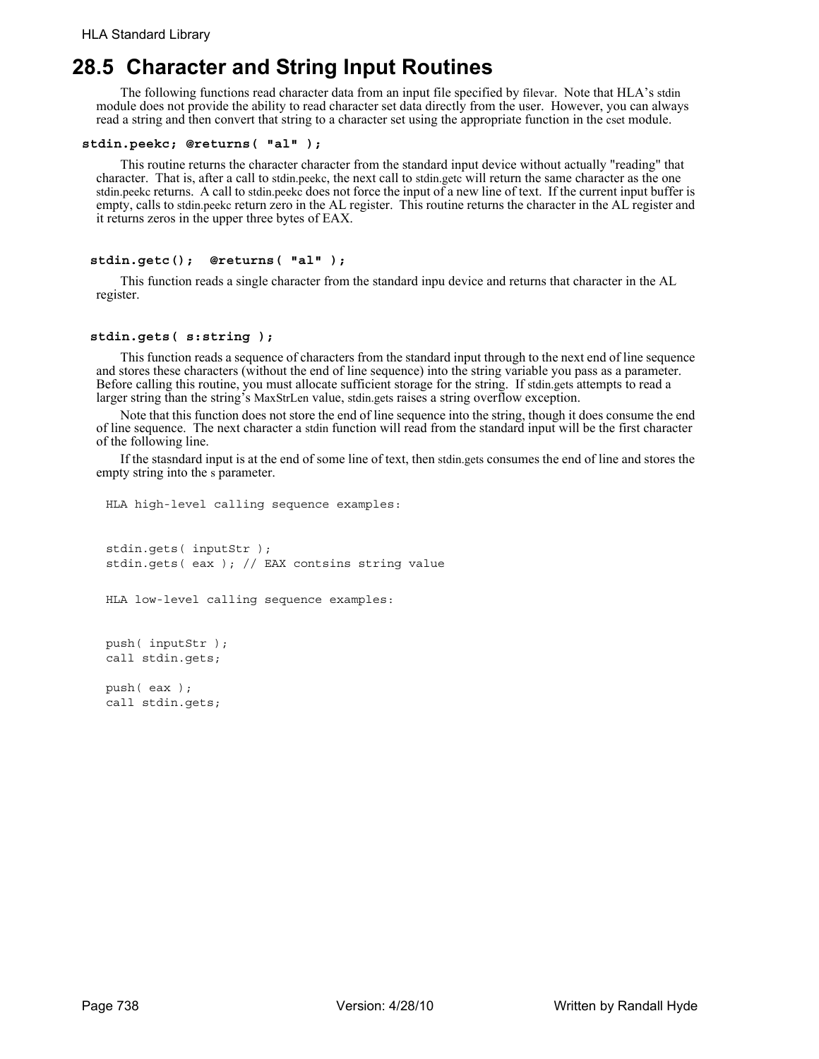## 28.5 Character and String Input Routines

The following functions read character data from an input file specified by filevar. Note that HLA's stdin module does not provide the ability to read character set data directly from the user. However, you can always read a string and then convert that string to a character set using the appropriate function in the cset module.

**stdin.peekc; @returns( "al" );**

This routine returns the character character from the standard input device without actually "reading" that character. That is, after a call to stdin.peekc, the next call to stdin.getc will return the same character as the one stdin.peekc returns. A call to stdin.peekc does not force the input of a new line of text. If the current input buffer is empty, calls to stdin.peekc return zero in the AL register. This routine returns the character in the AL register and it returns zeros in the upper three bytes of EAX.

**stdin.getc(); @returns( "al" );**

This function reads a single character from the standard inpu device and returns that character in the AL register.

**stdin.gets( s:string );**

This function reads a sequence of characters from the standard input through to the next end of line sequence and stores these characters (without the end of line sequence) into the string variable you pass as a parameter. Before calling this routine, you must allocate sufficient storage for the string. If stdin.gets attempts to read a larger string than the string's MaxStrLen value, stdin.gets raises a string overflow exception.

Note that this function does not store the end of line sequence into the string, though it does consume the end of line sequence. The next character a stdin function will read from the standard input will be the first character of the following line.

If the stasndard input is at the end of some line of text, then stdin.gets consumes the end of line and stores the empty string into the s parameter.

```
HLA high-level calling sequence examples:


stdin.gets( inputStr );
stdin.gets( eax ); // EAX contsins string value


HLA low-level calling sequence examples:


push( inputStr );
call stdin.gets;

push( eax );
call stdin.gets;
```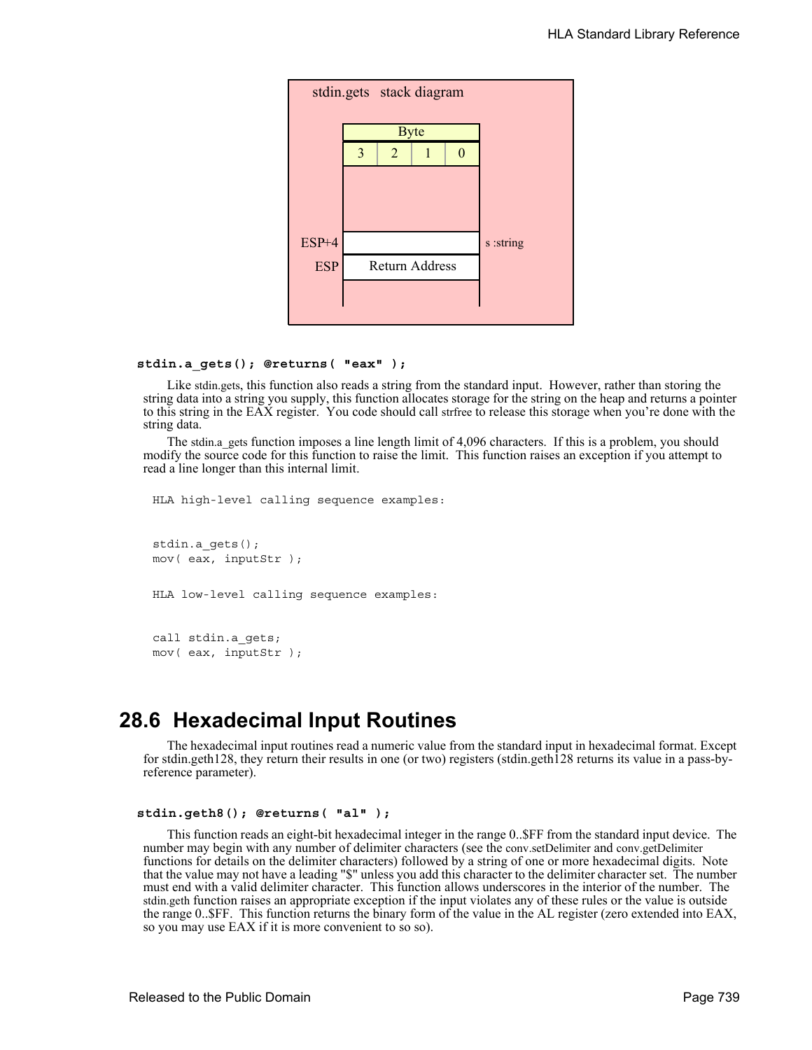stdin.gets stack diagram

Byte

3 2 1 0

ESP+4 s :string

ESP Return Address

**stdin.a_gets(); @returns( "eax" );**

Like stdin.gets, this function also reads a string from the standard input. However, rather than storing the string data into a string you supply, this function allocates storage for the string on the heap and returns a pointer to this string in the EAX register. You code should call strfree to release this storage when you're done with the string data.

The stdin.a_gets function imposes a line length limit of 4,096 characters. If this is a problem, you should modify the source code for this function to raise the limit. This function raises an exception if you attempt to read a line longer than this internal limit.

```
HLA high-level calling sequence examples:


stdin.a_gets();
mov( eax, inputStr );


HLA low-level calling sequence examples:


call stdin.a_gets;
mov( eax, inputStr );
```

## 28.6 Hexadecimal Input Routines

The hexadecimal input routines read a numeric value from the standard input in hexadecimal format. Except for stdin.geth128, they return their results in one (or two) registers (stdin.geth128 returns its value in a pass-by-reference parameter).

**stdin.geth8(); @returns( "al" );**

This function reads an eight-bit hexadecimal integer in the range 0..$FF from the standard input device. The number may begin with any number of delimiter characters (see the conv.setDelimiter and conv.getDelimiter functions for details on the delimiter characters) followed by a string of one or more hexadecimal digits. Note that the value may not have a leading "$" unless you add this character to the delimiter character set. The number must end with a valid delimiter character. This function allows underscores in the interior of the number. The stdin.geth function raises an appropriate exception if the input violates any of these rules or the value is outside the range 0..$FF. This function returns the binary form of the value in the AL register (zero extended into EAX, so you may use EAX if it is more convenient to so so).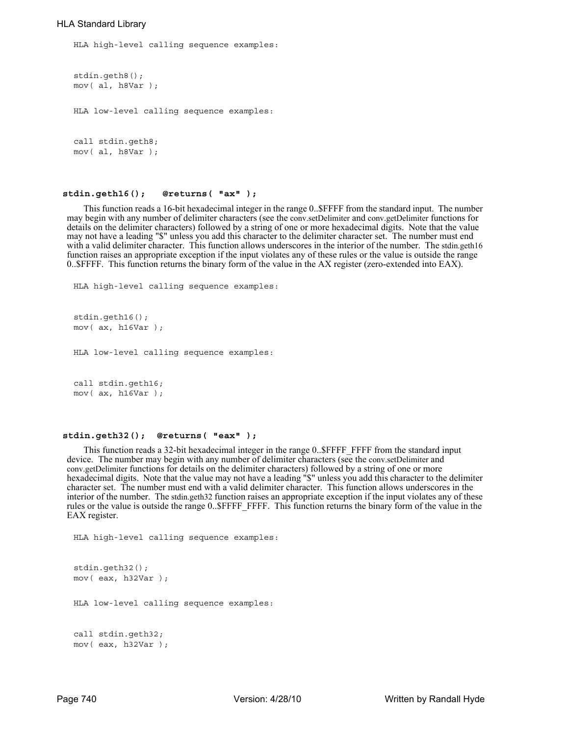HLA high-level calling sequence examples:

```
stdin.geth8();
mov( al, h8Var );
```

HLA low-level calling sequence examples:

```
call stdin.geth8;
mov( al, h8Var );
```

#### stdin.geth16(); @returns( "ax" );

This function reads a 16-bit hexadecimal integer in the range 0..$FFFF from the standard input. The number may begin with any number of delimiter characters (see the conv.setDelimiter and conv.getDelimiter functions for details on the delimiter characters) followed by a string of one or more hexadecimal digits. Note that the value may not have a leading "$" unless you add this character to the delimiter character set. The number must end with a valid delimiter character. This function allows underscores in the interior of the number. The stdin.geth16 function raises an appropriate exception if the input violates any of these rules or the value is outside the range 0..$FFFF. This function returns the binary form of the value in the AX register (zero-extended into EAX).

HLA high-level calling sequence examples:

```
stdin.geth16();
mov( ax, h16Var );
```

HLA low-level calling sequence examples:

```
call stdin.geth16;
mov( ax, h16Var );
```

#### stdin.geth32(); @returns( "eax" );

This function reads a 32-bit hexadecimal integer in the range 0..$FFFF_FFFF from the standard input device. The number may begin with any number of delimiter characters (see the conv.setDelimiter and conv.getDelimiter functions for details on the delimiter characters) followed by a string of one or more hexadecimal digits. Note that the value may not have a leading "$" unless you add this character to the delimiter character set. The number must end with a valid delimiter character. This function allows underscores in the interior of the number. The stdin.geth32 function raises an appropriate exception if the input violates any of these rules or the value is outside the range 0..$FFFF_FFFF. This function returns the binary form of the value in the EAX register.

HLA high-level calling sequence examples:

```
stdin.geth32();
mov( eax, h32Var );
```

HLA low-level calling sequence examples:

```
call stdin.geth32;
mov( eax, h32Var );
```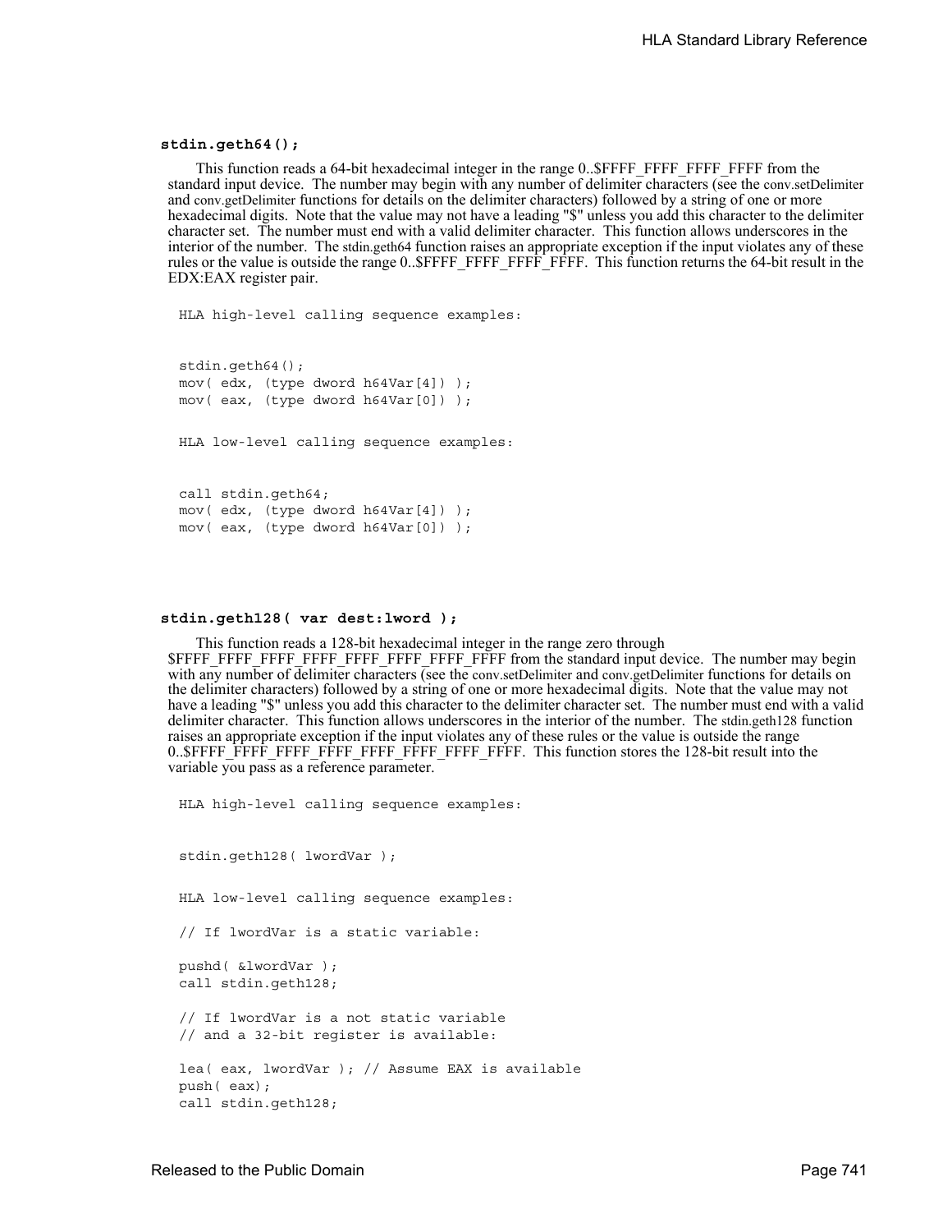### **stdin.geth64();**

This function reads a 64-bit hexadecimal integer in the range 0..$FFFF_FFFF_FFFF_FFFF from the standard input device. The number may begin with any number of delimiter characters (see the conv.setDelimiter and conv.getDelimiter functions for details on the delimiter characters) followed by a string of one or more hexadecimal digits. Note that the value may not have a leading "$" unless you add this character to the delimiter character set. The number must end with a valid delimiter character. This function allows underscores in the interior of the number. The stdin.geth64 function raises an appropriate exception if the input violates any of these rules or the value is outside the range 0..$FFFF_FFFF_FFFF_FFFF. This function returns the 64-bit result in the EDX:EAX register pair.

```
HLA high-level calling sequence examples:


stdin.geth64();
mov( edx, (type dword h64Var[4]) );
mov( eax, (type dword h64Var[0]) );


HLA low-level calling sequence examples:


call stdin.geth64;
mov( edx, (type dword h64Var[4]) );
mov( eax, (type dword h64Var[0]) );
```

### **stdin.geth128( var dest:lword );**

This function reads a 128-bit hexadecimal integer in the range zero through $FFFF_FFFF_FFFF_FFFF_FFFF_FFFF_FFFF_FFFF from the standard input device. The number may begin with any number of delimiter characters (see the conv.setDelimiter and conv.getDelimiter functions for details on the delimiter characters) followed by a string of one or more hexadecimal digits. Note that the value may not have a leading "$" unless you add this character to the delimiter character set. The number must end with a valid delimiter character. This function allows underscores in the interior of the number. The stdin.geth128 function raises an appropriate exception if the input violates any of these rules or the value is outside the range 0..$FFFF_FFFF_FFFF_FFFF_FFFF_FFFF_FFFF_FFFF. This function stores the 128-bit result into the variable you pass as a reference parameter.

```
HLA high-level calling sequence examples:


stdin.geth128( lwordVar );


HLA low-level calling sequence examples:

// If lwordVar is a static variable:

pushd( &lwordVar );
call stdin.geth128;

// If lwordVar is a not static variable
// and a 32-bit register is available:

lea( eax, lwordVar ); // Assume EAX is available
push( eax);
call stdin.geth128;
```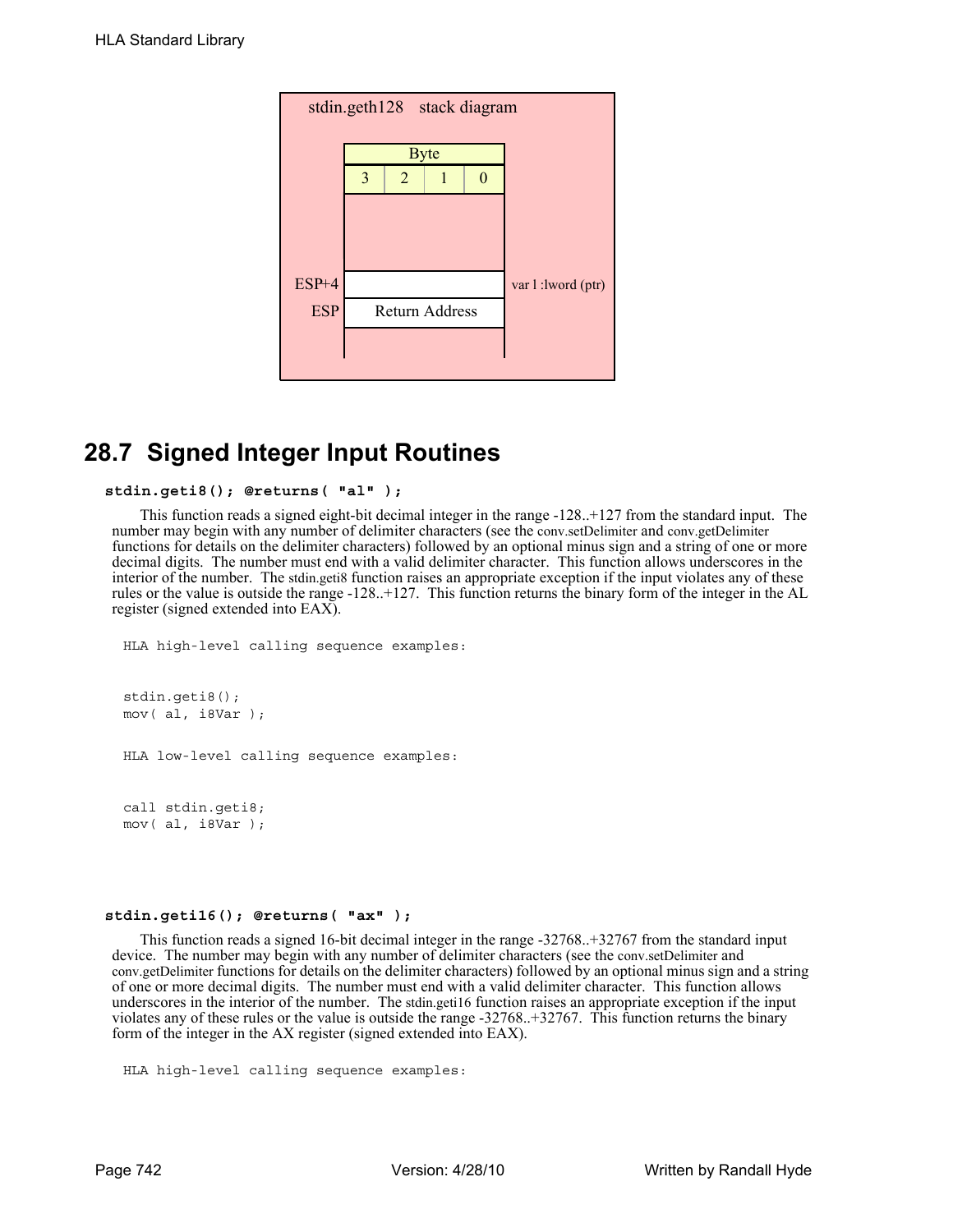stdin.geth128 stack diagram

Byte

3 2 1 0

ESP+4 var l :lword (ptr)

ESP Return Address

## 28.7 Signed Integer Input Routines

**stdin.geti8(); @returns( "al" );**

This function reads a signed eight-bit decimal integer in the range -128..+127 from the standard input. The number may begin with any number of delimiter characters (see the conv.setDelimiter and conv.getDelimiter functions for details on the delimiter characters) followed by an optional minus sign and a string of one or more decimal digits. The number must end with a valid delimiter character. This function allows underscores in the interior of the number. The stdin.geti8 function raises an appropriate exception if the input violates any of these rules or the value is outside the range -128..+127. This function returns the binary form of the integer in the AL register (signed extended into EAX).

```
HLA high-level calling sequence examples:


stdin.geti8();
mov( al, i8Var );


HLA low-level calling sequence examples:


call stdin.geti8;
mov( al, i8Var );
```

**stdin.geti16(); @returns( "ax" );**

This function reads a signed 16-bit decimal integer in the range -32768..+32767 from the standard input device. The number may begin with any number of delimiter characters (see the conv.setDelimiter and conv.getDelimiter functions for details on the delimiter characters) followed by an optional minus sign and a string of one or more decimal digits. The number must end with a valid delimiter character. This function allows underscores in the interior of the number. The stdin.geti16 function raises an appropriate exception if the input violates any of these rules or the value is outside the range -32768..+32767. This function returns the binary form of the integer in the AX register (signed extended into EAX).

```
HLA high-level calling sequence examples:
```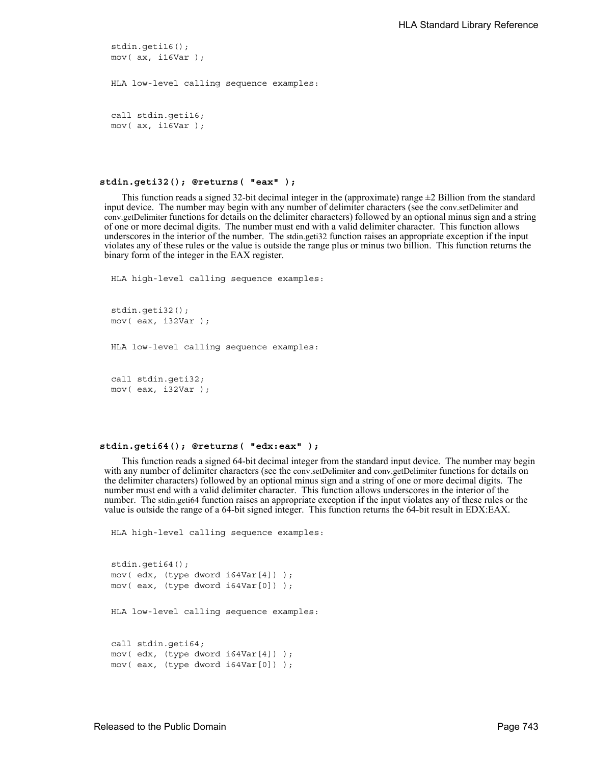```
stdin.geti16();
mov( ax, i16Var );

HLA low-level calling sequence examples:

call stdin.geti16;
mov( ax, i16Var );
```

### stdin.geti32(); @returns( "eax" );

This function reads a signed 32-bit decimal integer in the (approximate) range ±2 Billion from the standard input device. The number may begin with any number of delimiter characters (see the conv.setDelimiter and conv.getDelimiter functions for details on the delimiter characters) followed by an optional minus sign and a string of one or more decimal digits. The number must end with a valid delimiter character. This function allows underscores in the interior of the number. The stdin.geti32 function raises an appropriate exception if the input violates any of these rules or the value is outside the range plus or minus two billion. This function returns the binary form of the integer in the EAX register.

```
HLA high-level calling sequence examples:

stdin.geti32();
mov( eax, i32Var );

HLA low-level calling sequence examples:

call stdin.geti32;
mov( eax, i32Var );
```

### stdin.geti64(); @returns( "edx:eax" );

This function reads a signed 64-bit decimal integer from the standard input device. The number may begin with any number of delimiter characters (see the conv.setDelimiter and conv.getDelimiter functions for details on the delimiter characters) followed by an optional minus sign and a string of one or more decimal digits. The number must end with a valid delimiter character. This function allows underscores in the interior of the number. The stdin.geti64 function raises an appropriate exception if the input violates any of these rules or the value is outside the range of a 64-bit signed integer. This function returns the 64-bit result in EDX:EAX.

```
HLA high-level calling sequence examples:

stdin.geti64();
mov( edx, (type dword i64Var[4]) );
mov( eax, (type dword i64Var[0]) );

HLA low-level calling sequence examples:

call stdin.geti64;
mov( edx, (type dword i64Var[4]) );
mov( eax, (type dword i64Var[0]) );
```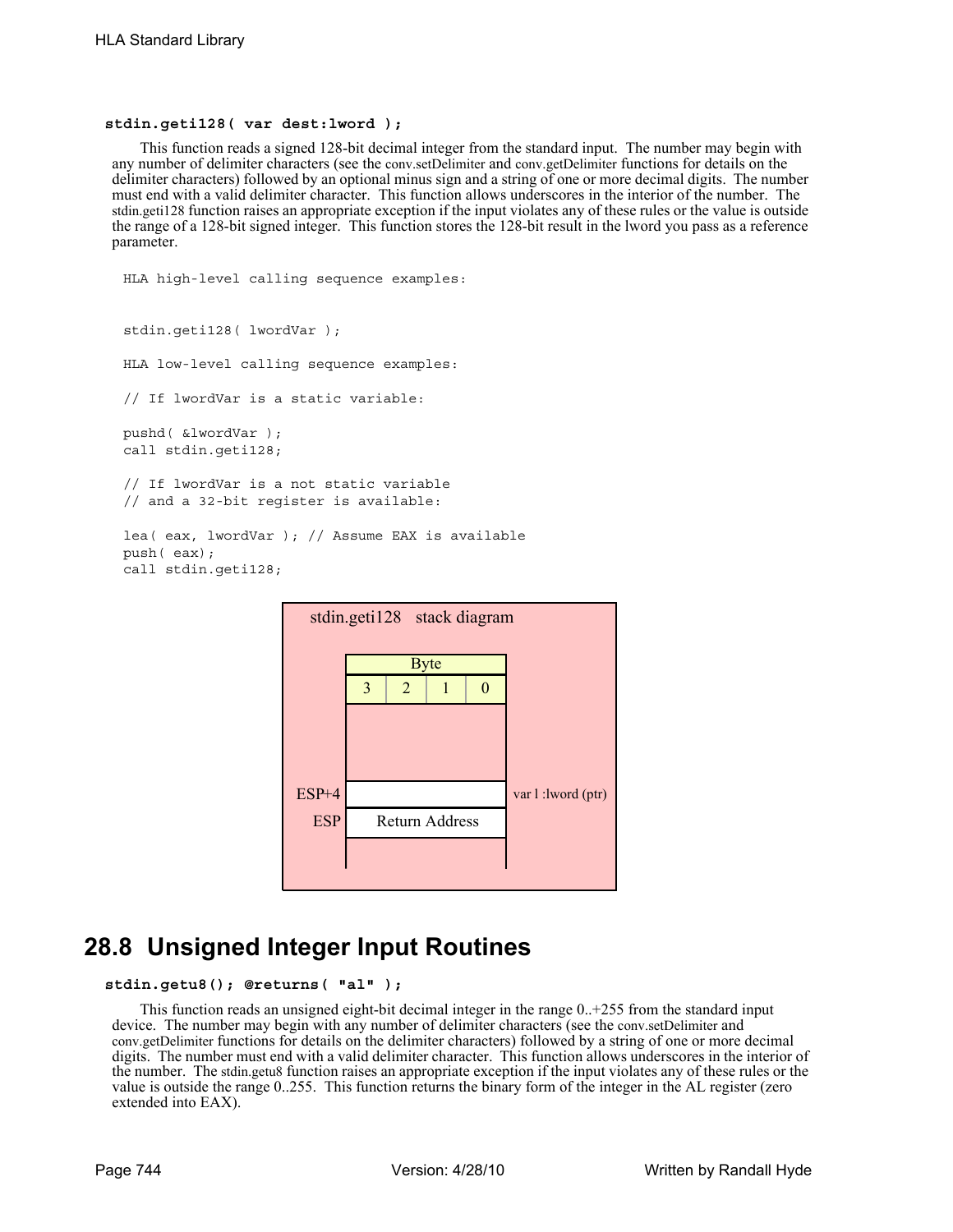**stdin.geti128( var dest:lword );**

This function reads a signed 128-bit decimal integer from the standard input. The number may begin with any number of delimiter characters (see the conv.setDelimiter and conv.getDelimiter functions for details on the delimiter characters) followed by an optional minus sign and a string of one or more decimal digits. The number must end with a valid delimiter character. This function allows underscores in the interior of the number. The stdin.geti128 function raises an appropriate exception if the input violates any of these rules or the value is outside the range of a 128-bit signed integer. This function stores the 128-bit result in the lword you pass as a reference parameter.

```
HLA high-level calling sequence examples:


stdin.geti128( lwordVar );

HLA low-level calling sequence examples:

// If lwordVar is a static variable:

pushd( &lwordVar );
call stdin.geti128;

// If lwordVar is a not static variable
// and a 32-bit register is available:

lea( eax, lwordVar ); // Assume EAX is available
push( eax);
call stdin.geti128;
```

stdin.geti128 stack diagram

Byte

3 2 1 0

ESP+4 var l :lword (ptr)

ESP Return Address

## 28.8 Unsigned Integer Input Routines

**stdin.getu8(); @returns( "al" );**

This function reads an unsigned eight-bit decimal integer in the range 0..+255 from the standard input device. The number may begin with any number of delimiter characters (see the conv.setDelimiter and conv.getDelimiter functions for details on the delimiter characters) followed by a string of one or more decimal digits. The number must end with a valid delimiter character. This function allows underscores in the interior of the number. The stdin.getu8 function raises an appropriate exception if the input violates any of these rules or the value is outside the range 0..255. This function returns the binary form of the integer in the AL register (zero extended into EAX).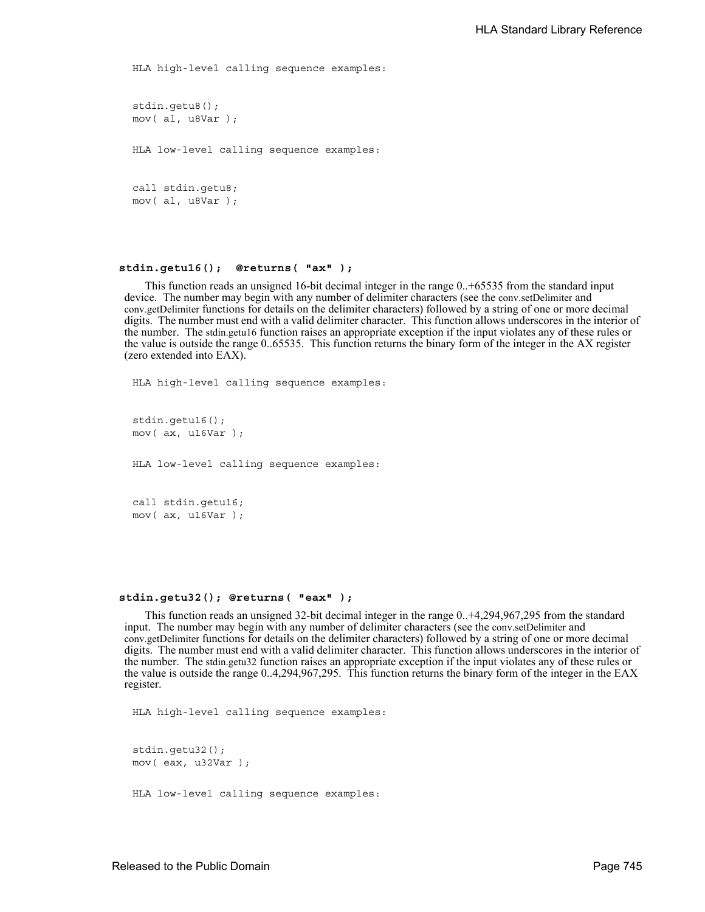HLA high-level calling sequence examples:

```
stdin.getu8();
mov( al, u8Var );
```

HLA low-level calling sequence examples:

```
call stdin.getu8;
mov( al, u8Var );
```

### stdin.getu16(); @returns( "ax" );

This function reads an unsigned 16-bit decimal integer in the range 0..+65535 from the standard input device. The number may begin with any number of delimiter characters (see the conv.setDelimiter and conv.getDelimiter functions for details on the delimiter characters) followed by a string of one or more decimal digits. The number must end with a valid delimiter character. This function allows underscores in the interior of the number. The stdin.getu16 function raises an appropriate exception if the input violates any of these rules or the value is outside the range 0..65535. This function returns the binary form of the integer in the AX register (zero extended into EAX).

HLA high-level calling sequence examples:

```
stdin.getu16();
mov( ax, u16Var );
```

HLA low-level calling sequence examples:

```
call stdin.getu16;
mov( ax, u16Var );
```

### stdin.getu32(); @returns( "eax" );

This function reads an unsigned 32-bit decimal integer in the range 0..+4,294,967,295 from the standard input. The number may begin with any number of delimiter characters (see the conv.setDelimiter and conv.getDelimiter functions for details on the delimiter characters) followed by a string of one or more decimal digits. The number must end with a valid delimiter character. This function allows underscores in the interior of the number. The stdin.getu32 function raises an appropriate exception if the input violates any of these rules or the value is outside the range 0..4,294,967,295. This function returns the binary form of the integer in the EAX register.

HLA high-level calling sequence examples:

```
stdin.getu32();
mov( eax, u32Var );
```

HLA low-level calling sequence examples: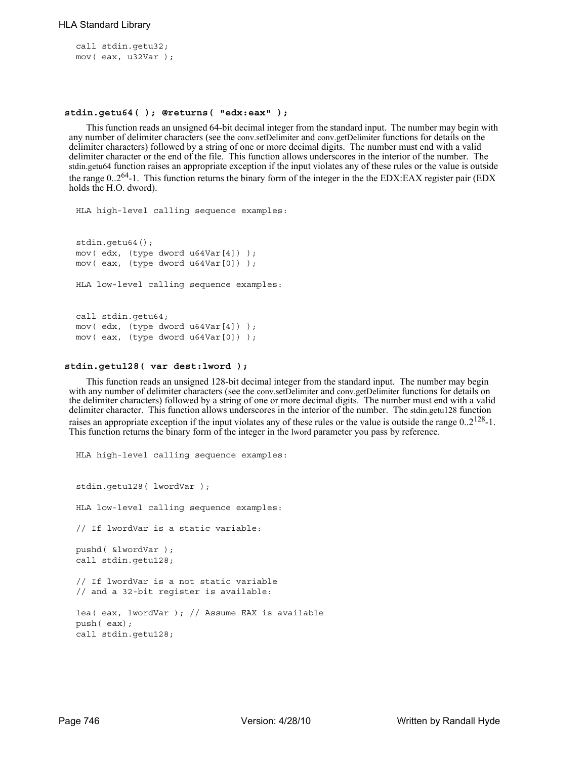```
call stdin.getu32;
mov( eax, u32Var );
```

### stdin.getu64( ); @returns( "edx:eax" );

This function reads an unsigned 64-bit decimal integer from the standard input. The number may begin with any number of delimiter characters (see the conv.setDelimiter and conv.getDelimiter functions for details on the delimiter characters) followed by a string of one or more decimal digits. The number must end with a valid delimiter character or the end of the file. This function allows underscores in the interior of the number. The stdin.getu64 function raises an appropriate exception if the input violates any of these rules or the value is outside the range $0..2^{64}-1$. This function returns the binary form of the integer in the the EDX:EAX register pair (EDX holds the H.O. dword).

```
HLA high-level calling sequence examples:


stdin.getu64();
mov( edx, (type dword u64Var[4]) );
mov( eax, (type dword u64Var[0]) );

HLA low-level calling sequence examples:


call stdin.getu64;
mov( edx, (type dword u64Var[4]) );
mov( eax, (type dword u64Var[0]) );
```

### stdin.getu128( var dest:lword );

This function reads an unsigned 128-bit decimal integer from the standard input. The number may begin with any number of delimiter characters (see the conv.setDelimiter and conv.getDelimiter functions for details on the delimiter characters) followed by a string of one or more decimal digits. The number must end with a valid delimiter character. This function allows underscores in the interior of the number. The stdin.getu128 function raises an appropriate exception if the input violates any of these rules or the value is outside the range $0..2^{128}-1$. This function returns the binary form of the integer in the lword parameter you pass by reference.

```
HLA high-level calling sequence examples:


stdin.getu128( lwordVar );

HLA low-level calling sequence examples:

// If lwordVar is a static variable:

pushd( &lwordVar );
call stdin.getu128;

// If lwordVar is a not static variable
// and a 32-bit register is available:

lea( eax, lwordVar ); // Assume EAX is available
push( eax);
call stdin.getu128;
```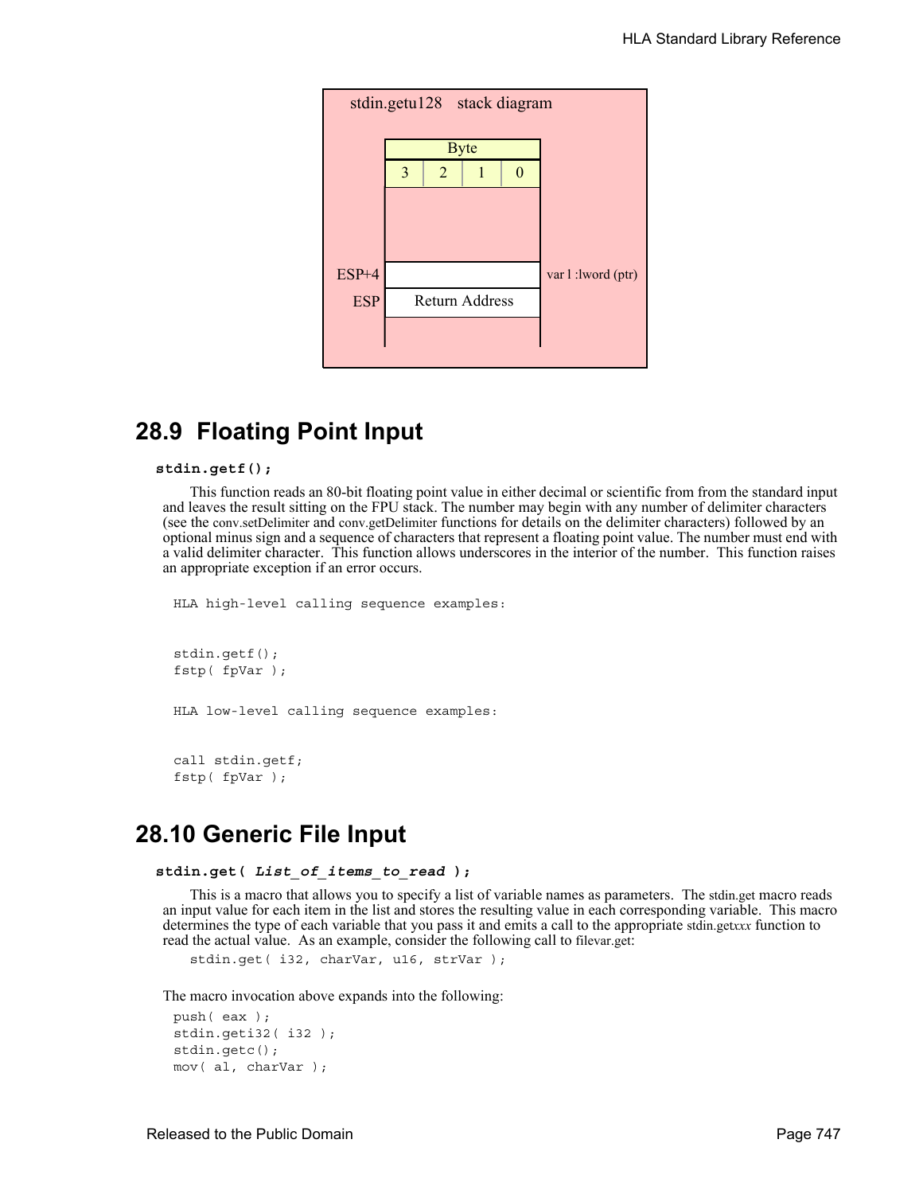stdin.getu128 stack diagram

| Byte | | | |
|---|---|---|---|
| 3 | 2 | 1 | 0 |

| | | |
|---|---|---|
| ESP+4 | | var l :lword (ptr) |
| ESP | Return Address | |

## 28.9 Floating Point Input

**stdin.getf();**

This function reads an 80-bit floating point value in either decimal or scientific from from the standard input and leaves the result sitting on the FPU stack. The number may begin with any number of delimiter characters (see the conv.setDelimiter and conv.getDelimiter functions for details on the delimiter characters) followed by an optional minus sign and a sequence of characters that represent a floating point value. The number must end with a valid delimiter character. This function allows underscores in the interior of the number. This function raises an appropriate exception if an error occurs.

```
HLA high-level calling sequence examples:


stdin.getf();
fstp( fpVar );


HLA low-level calling sequence examples:


call stdin.getf;
fstp( fpVar );
```

## 28.10 Generic File Input

**stdin.get( *List_of_items_to_read* );**

This is a macro that allows you to specify a list of variable names as parameters. The stdin.get macro reads an input value for each item in the list and stores the resulting value in each corresponding variable. This macro determines the type of each variable that you pass it and emits a call to the appropriate stdin.get*xxx* function to read the actual value. As an example, consider the following call to filevar.get:

```
stdin.get( i32, charVar, u16, strVar );
```

The macro invocation above expands into the following:

```
push( eax );
stdin.geti32( i32 );
stdin.getc();
mov( al, charVar );
```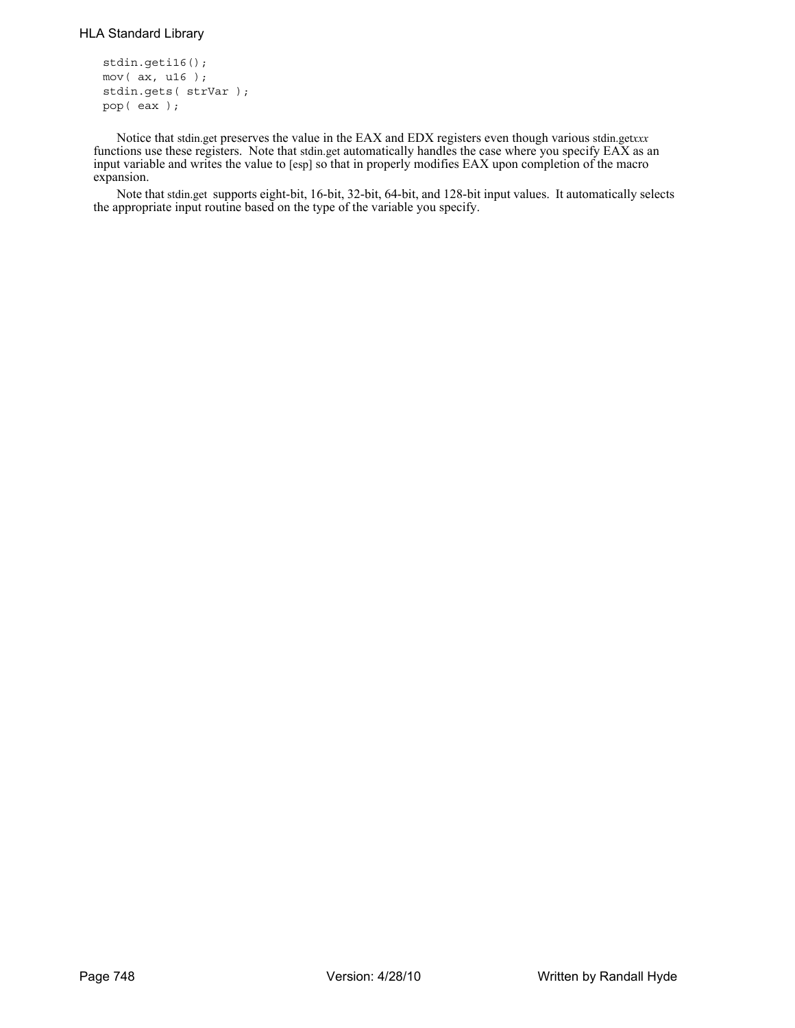```
stdin.geti16();
mov( ax, u16 );
stdin.gets( strVar );
pop( eax );
```

Notice that stdin.get preserves the value in the EAX and EDX registers even though various stdin.get*xxx* functions use these registers. Note that stdin.get automatically handles the case where you specify EAX as an input variable and writes the value to [esp] so that in properly modifies EAX upon completion of the macro expansion.

Note that stdin.get supports eight-bit, 16-bit, 32-bit, 64-bit, and 128-bit input values. It automatically selects the appropriate input routine based on the type of the variable you specify.